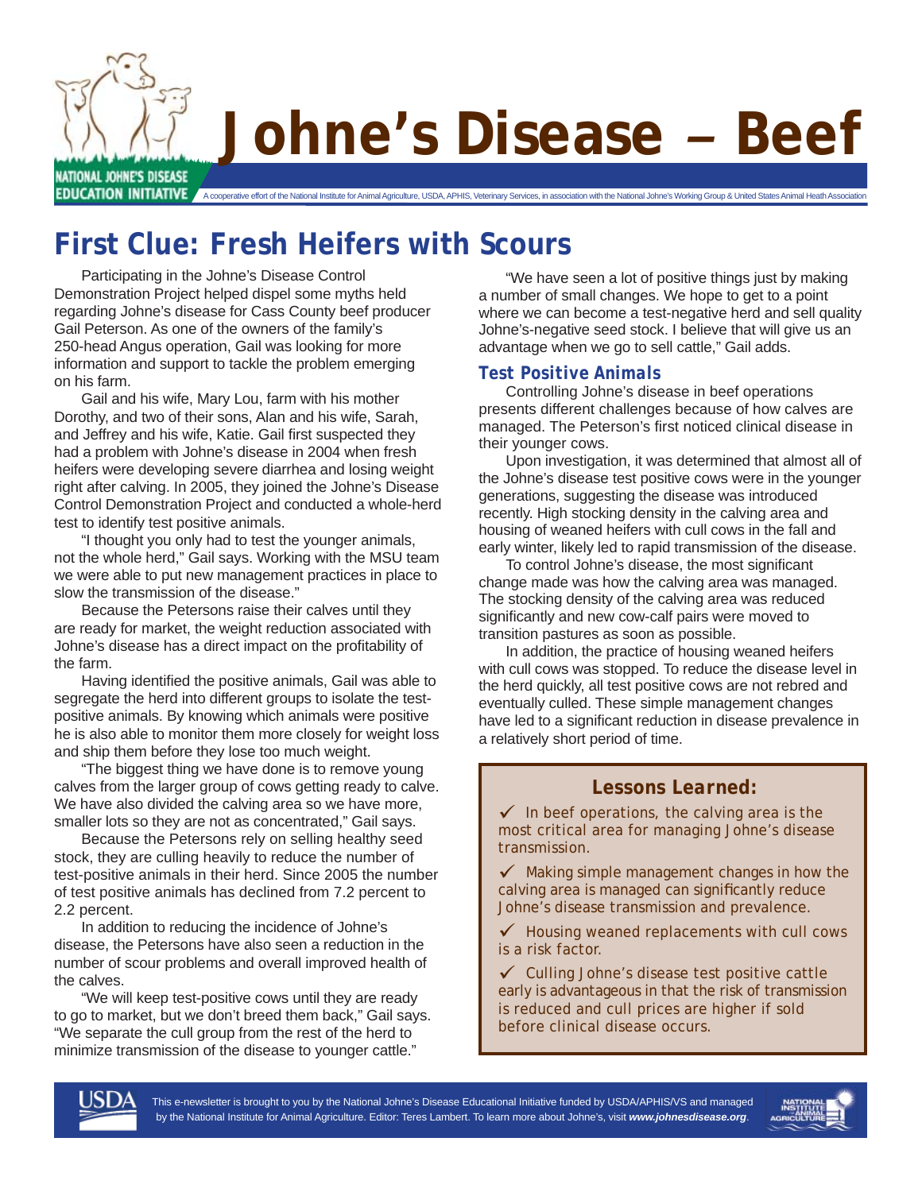# Johne's Disease – Beef

NATIONAL JOHNE'S DISEASE EDUCATION INITIATIVE

A cooperative effort of the National Institute for Animal Agriculture, USDA, APHIS, Veterinary Services, in association with the National Johne's Working Group & United States Animal Heath Association

## First Clue: Fresh Heifers with Scours

Participating in the Johne's Disease Control Demonstration Project helped dispel some myths held regarding Johne's disease for Cass County beef producer Gail Peterson. As one of the owners of the family's 250-head Angus operation, Gail was looking for more information and support to tackle the problem emerging on his farm.

Gail and his wife, Mary Lou, farm with his mother Dorothy, and two of their sons, Alan and his wife, Sarah, and Jeffrey and his wife, Katie. Gail first suspected they had a problem with Johne's disease in 2004 when fresh heifers were developing severe diarrhea and losing weight right after calving. In 2005, they joined the Johne's Disease Control Demonstration Project and conducted a whole-herd test to identify test positive animals.

"I thought you only had to test the younger animals, not the whole herd," Gail says. Working with the MSU team we were able to put new management practices in place to slow the transmission of the disease."

Because the Petersons raise their calves until they are ready for market, the weight reduction associated with Johne's disease has a direct impact on the profitability of the farm.

Having identified the positive animals, Gail was able to segregate the herd into different groups to isolate the test-positive animals. By knowing which animals were positive he is also able to monitor them more closely for weight loss and ship them before they lose too much weight.

"The biggest thing we have done is to remove young calves from the larger group of cows getting ready to calve. We have also divided the calving area so we have more, smaller lots so they are not as concentrated," Gail says.

Because the Petersons rely on selling healthy seed stock, they are culling heavily to reduce the number of test-positive animals in their herd. Since 2005 the number of test positive animals has declined from 7.2 percent to 2.2 percent.

In addition to reducing the incidence of Johne's disease, the Petersons have also seen a reduction in the number of scour problems and overall improved health of the calves.

"We will keep test-positive cows until they are ready to go to market, but we don't breed them back," Gail says. "We separate the cull group from the rest of the herd to minimize transmission of the disease to younger cattle."

"We have seen a lot of positive things just by making a number of small changes. We hope to get to a point where we can become a test-negative herd and sell quality Johne's-negative seed stock. I believe that will give us an advantage when we go to sell cattle," Gail adds.

### Test Positive Animals

Controlling Johne's disease in beef operations presents different challenges because of how calves are managed. The Peterson's first noticed clinical disease in their younger cows.

Upon investigation, it was determined that almost all of the Johne's disease test positive cows were in the younger generations, suggesting the disease was introduced recently. High stocking density in the calving area and housing of weaned heifers with cull cows in the fall and early winter, likely led to rapid transmission of the disease.

To control Johne's disease, the most significant change made was how the calving area was managed. The stocking density of the calving area was reduced significantly and new cow-calf pairs were moved to transition pastures as soon as possible.

In addition, the practice of housing weaned heifers with cull cows was stopped. To reduce the disease level in the herd quickly, all test positive cows are not rebred and eventually culled. These simple management changes have led to a significant reduction in disease prevalence in a relatively short period of time.

### Lessons Learned:

- ✓ In beef operations, the calving area is the most critical area for managing Johne's disease transmission.
- ✓ Making simple management changes in how the calving area is managed can significantly reduce Johne's disease transmission and prevalence.
- ✓ Housing weaned replacements with cull cows is a risk factor.
- ✓ Culling Johne's disease test positive cattle early is advantageous in that the risk of transmission is reduced and cull prices are higher if sold before clinical disease occurs.

This e-newsletter is brought to you by the National Johne's Disease Educational Initiative funded by USDA/APHIS/VS and managed by the National Institute for Animal Agriculture. Editor: Teres Lambert. To learn more about Johne's, visit ***www.johnesdisease.org***.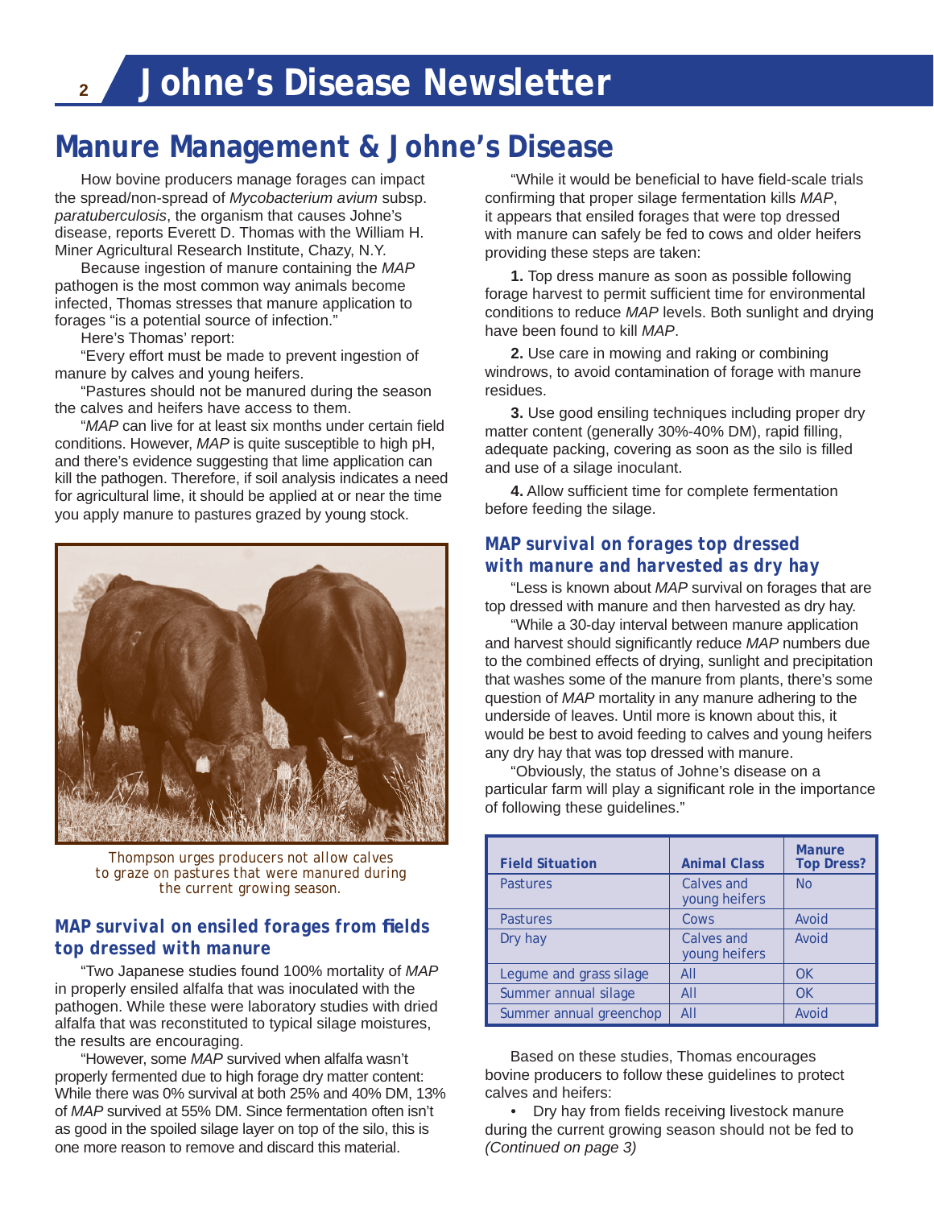# Manure Management & Johne's Disease

How bovine producers manage forages can impact the spread/non-spread of *Mycobacterium avium* subsp. *paratuberculosis*, the organism that causes Johne's disease, reports Everett D. Thomas with the William H. Miner Agricultural Research Institute, Chazy, N.Y.

Because ingestion of manure containing the *MAP* pathogen is the most common way animals become infected, Thomas stresses that manure application to forages "is a potential source of infection."

Here's Thomas' report:

"Every effort must be made to prevent ingestion of manure by calves and young heifers.

"Pastures should not be manured during the season the calves and heifers have access to them.

"*MAP* can live for at least six months under certain field conditions. However, *MAP* is quite susceptible to high pH, and there's evidence suggesting that lime application can kill the pathogen. Therefore, if soil analysis indicates a need for agricultural lime, it should be applied at or near the time you apply manure to pastures grazed by young stock.

Thompson urges producers not allow calves to graze on pastures that were manured during the current growing season.

## MAP survival on ensiled forages from fields top dressed with manure

"Two Japanese studies found 100% mortality of *MAP* in properly ensiled alfalfa that was inoculated with the pathogen. While these were laboratory studies with dried alfalfa that was reconstituted to typical silage moistures, the results are encouraging.

"However, some *MAP* survived when alfalfa wasn't properly fermented due to high forage dry matter content: While there was 0% survival at both 25% and 40% DM, 13% of *MAP* survived at 55% DM. Since fermentation often isn't as good in the spoiled silage layer on top of the silo, this is one more reason to remove and discard this material.

"While it would be beneficial to have field-scale trials confirming that proper silage fermentation kills *MAP*, it appears that ensiled forages that were top dressed with manure can safely be fed to cows and older heifers providing these steps are taken:

**1.** Top dress manure as soon as possible following forage harvest to permit sufficient time for environmental conditions to reduce *MAP* levels. Both sunlight and drying have been found to kill *MAP*.

**2.** Use care in mowing and raking or combining windrows, to avoid contamination of forage with manure residues.

**3.** Use good ensiling techniques including proper dry matter content (generally 30%-40% DM), rapid filling, adequate packing, covering as soon as the silo is filled and use of a silage inoculant.

**4.** Allow sufficient time for complete fermentation before feeding the silage.

## MAP survival on forages top dressed with manure and harvested as dry hay

"Less is known about *MAP* survival on forages that are top dressed with manure and then harvested as dry hay.

"While a 30-day interval between manure application and harvest should significantly reduce *MAP* numbers due to the combined effects of drying, sunlight and precipitation that washes some of the manure from plants, there's some question of *MAP* mortality in any manure adhering to the underside of leaves. Until more is known about this, it would be best to avoid feeding to calves and young heifers any dry hay that was top dressed with manure.

"Obviously, the status of Johne's disease on a particular farm will play a significant role in the importance of following these guidelines."

| Field Situation | Animal Class | Manure Top Dress? |
|---|---|---|
| Pastures | Calves and young heifers | No |
| Pastures | Cows | Avoid |
| Dry hay | Calves and young heifers | Avoid |
| Legume and grass silage | All | OK |
| Summer annual silage | All | OK |
| Summer annual greenchop | All | Avoid |

Based on these studies, Thomas encourages bovine producers to follow these guidelines to protect calves and heifers:

- Dry hay from fields receiving livestock manure during the current growing season should not be fed to

*(Continued on page 3)*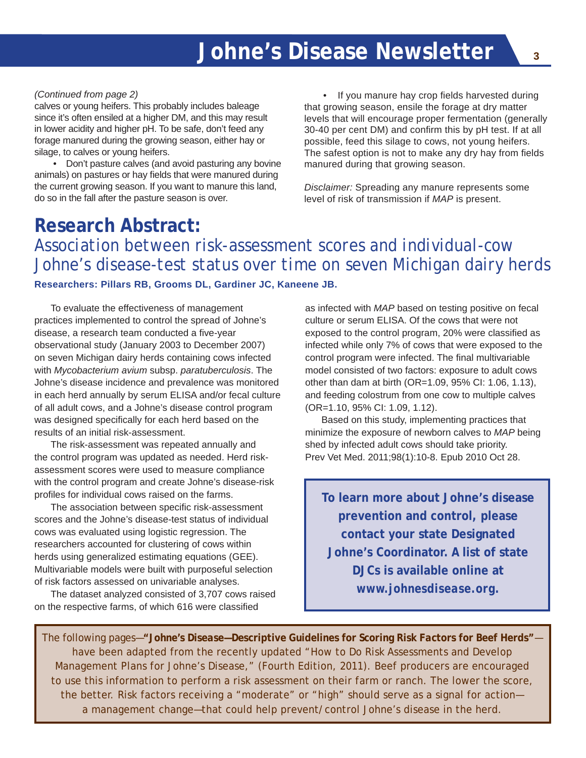*(Continued from page 2)*
calves or young heifers. This probably includes baleage since it's often ensiled at a higher DM, and this may result in lower acidity and higher pH. To be safe, don't feed any forage manured during the growing season, either hay or silage, to calves or young heifers.

- Don't pasture calves (and avoid pasturing any bovine animals) on pastures or hay fields that were manured during the current growing season. If you want to manure this land, do so in the fall after the pasture season is over.
- If you manure hay crop fields harvested during that growing season, ensile the forage at dry matter levels that will encourage proper fermentation (generally 30-40 per cent DM) and confirm this by pH test. If at all possible, feed this silage to cows, not young heifers. The safest option is not to make any dry hay from fields manured during that growing season.

*Disclaimer:* Spreading any manure represents some level of risk of transmission if *MAP* is present.

# Research Abstract:

## Association between risk-assessment scores and individual-cow Johne's disease-test status over time on seven Michigan dairy herds

**Researchers: Pillars RB, Grooms DL, Gardiner JC, Kaneene JB.**

To evaluate the effectiveness of management practices implemented to control the spread of Johne's disease, a research team conducted a five-year observational study (January 2003 to December 2007) on seven Michigan dairy herds containing cows infected with *Mycobacterium avium* subsp. *paratuberculosis*. The Johne's disease incidence and prevalence was monitored in each herd annually by serum ELISA and/or fecal culture of all adult cows, and a Johne's disease control program was designed specifically for each herd based on the results of an initial risk-assessment.

The risk-assessment was repeated annually and the control program was updated as needed. Herd risk-assessment scores were used to measure compliance with the control program and create Johne's disease-risk profiles for individual cows raised on the farms.

The association between specific risk-assessment scores and the Johne's disease-test status of individual cows was evaluated using logistic regression. The researchers accounted for clustering of cows within herds using generalized estimating equations (GEE). Multivariable models were built with purposeful selection of risk factors assessed on univariable analyses.

The dataset analyzed consisted of 3,707 cows raised on the respective farms, of which 616 were classified as infected with *MAP* based on testing positive on fecal culture or serum ELISA. Of the cows that were not exposed to the control program, 20% were classified as infected while only 7% of cows that were exposed to the control program were infected. The final multivariable model consisted of two factors: exposure to adult cows other than dam at birth (OR=1.09, 95% CI: 1.06, 1.13), and feeding colostrum from one cow to multiple calves (OR=1.10, 95% CI: 1.09, 1.12).

Based on this study, implementing practices that minimize the exposure of newborn calves to *MAP* being shed by infected adult cows should take priority.
Prev Vet Med. 2011;98(1):10-8. Epub 2010 Oct 28.

**To learn more about Johne's disease prevention and control, please contact your state Designated Johne's Coordinator. A list of state DJCs is available online at www.johnesdisease.org.**

The following pages—**"Johne's Disease—Descriptive Guidelines for Scoring Risk Factors for Beef Herds"**—have been adapted from the recently updated "How to Do Risk Assessments and Develop Management Plans for Johne's Disease," (Fourth Edition, 2011). Beef producers are encouraged to use this information to perform a risk assessment on their farm or ranch. The lower the score, the better. Risk factors receiving a "moderate" or "high" should serve as a signal for action—a management change—that could help prevent/control Johne's disease in the herd.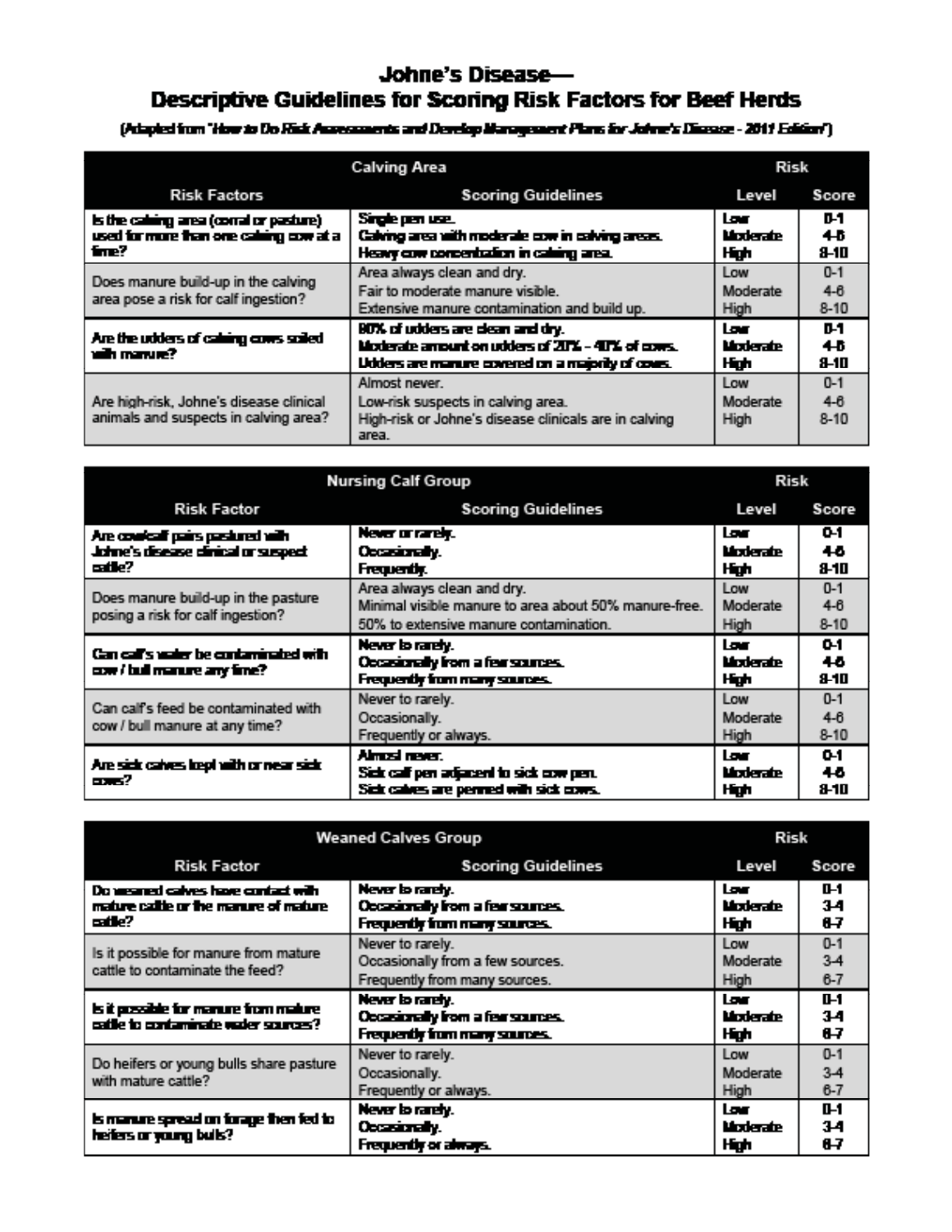# Johne's Disease—
## Descriptive Guidelines for Scoring Risk Factors for Beef Herds

(Adapted from "*How to Do Risk Assessments and Develop Management Plans for Johne's Disease - 2011 Edition*")

| Calving Area | | Risk | |
|---|---|---|---|
| **Risk Factors** | **Scoring Guidelines** | **Level** | **Score** |
| Is the calving area (corral or pasture) used for more than one calving cow at a time? | Single pen use.<br>Calving area with moderate cow in calving areas.<br>Heavy cow concentration in calving area. | Low<br>Moderate<br>High | 0-1<br>4-6<br>8-10 |
| Does manure build-up in the calving area pose a risk for calf ingestion? | Area always clean and dry.<br>Fair to moderate manure visible.<br>Extensive manure contamination and build up. | Low<br>Moderate<br>High | 0-1<br>4-6<br>8-10 |
| Are the udders of calving cows soiled with manure? | 80% of udders are clean and dry.<br>Moderate amount on udders of 20% - 40% of cows.<br>Udders are manure covered on a majority of cows. | Low<br>Moderate<br>High | 0-1<br>4-6<br>8-10 |
| Are high-risk, Johne's disease clinical animals and suspects in calving area? | Almost never.<br>Low-risk suspects in calving area.<br>High-risk or Johne's disease clinicals are in calving area. | Low<br>Moderate<br>High | 0-1<br>4-6<br>8-10 |

| Nursing Calf Group | | Risk | |
|---|---|---|---|
| **Risk Factor** | **Scoring Guidelines** | **Level** | **Score** |
| Are cow/calf pairs pastured with Johne's disease clinical or suspect cattle? | Never or rarely.<br>Occasionally.<br>Frequently. | Low<br>Moderate<br>High | 0-1<br>4-6<br>8-10 |
| Does manure build-up in the pasture posing a risk for calf ingestion? | Area always clean and dry.<br>Minimal visible manure to area about 50% manure-free.<br>50% to extensive manure contamination. | Low<br>Moderate<br>High | 0-1<br>4-6<br>8-10 |
| Can calf's water be contaminated with cow / bull manure any time? | Never to rarely.<br>Occasionally from a few sources.<br>Frequently from many sources. | Low<br>Moderate<br>High | 0-1<br>4-6<br>8-10 |
| Can calf's feed be contaminated with cow / bull manure at any time? | Never to rarely.<br>Occasionally.<br>Frequently or always. | Low<br>Moderate<br>High | 0-1<br>4-6<br>8-10 |
| Are sick calves kept with or near sick cows? | Almost never.<br>Sick calf pen adjacent to sick cow pen.<br>Sick calves are penned with sick cows. | Low<br>Moderate<br>High | 0-1<br>4-6<br>8-10 |

| Weaned Calves Group | | Risk | |
|---|---|---|---|
| **Risk Factor** | **Scoring Guidelines** | **Level** | **Score** |
| Do weaned calves have contact with mature cattle or the manure of mature cattle? | Never to rarely.<br>Occasionally from a few sources.<br>Frequently from many sources. | Low<br>Moderate<br>High | 0-1<br>3-4<br>6-7 |
| Is it possible for manure from mature cattle to contaminate the feed? | Never to rarely.<br>Occasionally from a few sources.<br>Frequently from many sources. | Low<br>Moderate<br>High | 0-1<br>3-4<br>6-7 |
| Is it possible for manure from mature cattle to contaminate water sources? | Never to rarely.<br>Occasionally from a few sources.<br>Frequently from many sources. | Low<br>Moderate<br>High | 0-1<br>3-4<br>6-7 |
| Do heifers or young bulls share pasture with mature cattle? | Never to rarely.<br>Occasionally.<br>Frequently or always. | Low<br>Moderate<br>High | 0-1<br>3-4<br>6-7 |
| Is manure spread on forage then fed to heifers or young bulls? | Never to rarely.<br>Occasionally.<br>Frequently or always. | Low<br>Moderate<br>High | 0-1<br>3-4<br>6-7 |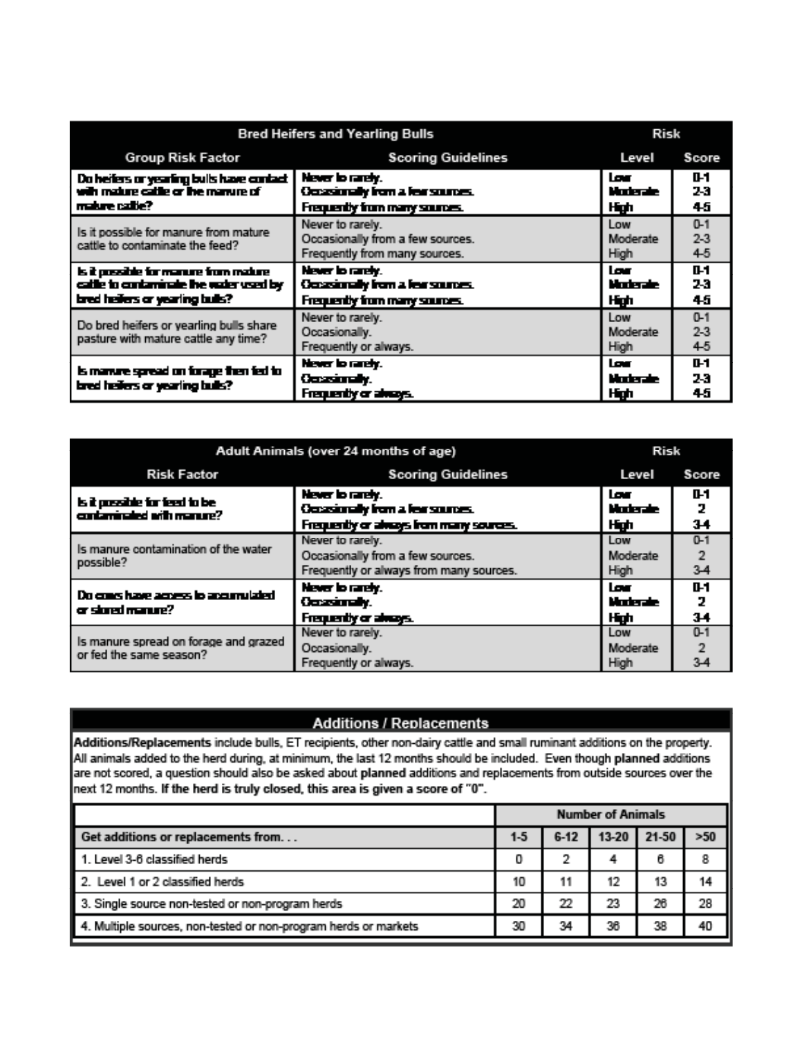| Bred Heifers and Yearling Bulls | | Risk | |
|---|---|---|---|
| **Group Risk Factor** | **Scoring Guidelines** | **Level** | **Score** |
| **Do heifers or yearling bulls have contact with mature cattle or the manure of mature cattle?** | **Never to rarely.**<br>**Occasionally from a few sources.**<br>**Frequently from many sources.** | **Low**<br>**Moderate**<br>**High** | **0-1**<br>**2-3**<br>**4-5** |
| Is it possible for manure from mature cattle to contaminate the feed? | Never to rarely.<br>Occasionally from a few sources.<br>Frequently from many sources. | Low<br>Moderate<br>High | 0-1<br>2-3<br>4-5 |
| **Is it possible for manure from mature cattle to contaminate the water used by bred heifers or yearling bulls?** | **Never to rarely.**<br>**Occasionally from a few sources.**<br>**Frequently from many sources.** | **Low**<br>**Moderate**<br>**High** | **0-1**<br>**2-3**<br>**4-5** |
| Do bred heifers or yearling bulls share pasture with mature cattle any time? | Never to rarely.<br>Occasionally.<br>Frequently or always. | Low<br>Moderate<br>High | 0-1<br>2-3<br>4-5 |
| **Is manure spread on forage then fed to bred heifers or yearling bulls?** | **Never to rarely.**<br>**Occasionally.**<br>**Frequently or always.** | **Low**<br>**Moderate**<br>**High** | **0-1**<br>**2-3**<br>**4-5** |

| Adult Animals (over 24 months of age) | | Risk | |
|---|---|---|---|
| **Risk Factor** | **Scoring Guidelines** | **Level** | **Score** |
| **Is it possible for feed to be contaminated with manure?** | **Never to rarely.**<br>**Occasionally from a few sources.**<br>**Frequently or always from many sources.** | **Low**<br>**Moderate**<br>**High** | **0-1**<br>**2**<br>**3-4** |
| Is manure contamination of the water possible? | Never to rarely.<br>Occasionally from a few sources.<br>Frequently or always from many sources. | Low<br>Moderate<br>High | 0-1<br>2<br>3-4 |
| **Do cows have access to accumulated or stored manure?** | **Never to rarely.**<br>**Occasionally.**<br>**Frequently or always.** | **Low**<br>**Moderate**<br>**High** | **0-1**<br>**2**<br>**3-4** |
| Is manure spread on forage and grazed or fed the same season? | Never to rarely.<br>Occasionally.<br>Frequently or always. | Low<br>Moderate<br>High | 0-1<br>2<br>3-4 |

## Additions / Replacements

**Additions/Replacements** include bulls, ET recipients, other non-dairy cattle and small ruminant additions on the property. All animals added to the herd during, at minimum, the last 12 months should be included. Even though **planned** additions are not scored, a question should also be asked about **planned** additions and replacements from outside sources over the next 12 months. **If the herd is truly closed, this area is given a score of "0".**

| | Number of Animals | | | | |
|---|---|---|---|---|---|
| **Get additions or replacements from. . .** | **1-5** | **6-12** | **13-20** | **21-50** | **>50** |
| 1. Level 3-6 classified herds | 0 | 2 | 4 | 6 | 8 |
| 2. Level 1 or 2 classified herds | 10 | 11 | 12 | 13 | 14 |
| 3. Single source non-tested or non-program herds | 20 | 22 | 23 | 26 | 28 |
| 4. Multiple sources, non-tested or non-program herds or markets | 30 | 34 | 36 | 38 | 40 |